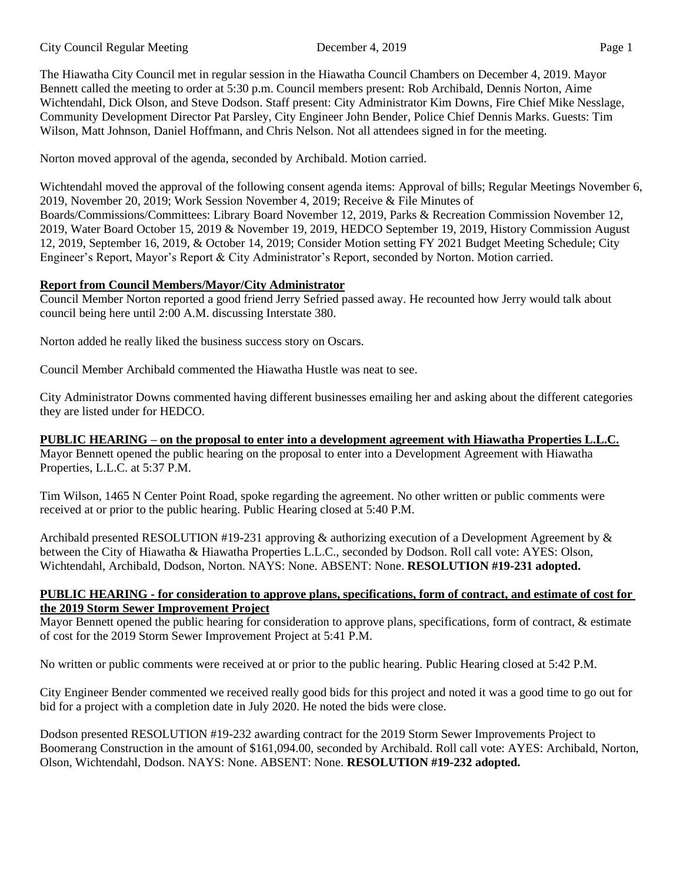The Hiawatha City Council met in regular session in the Hiawatha Council Chambers on December 4, 2019. Mayor Bennett called the meeting to order at 5:30 p.m. Council members present: Rob Archibald, Dennis Norton, Aime Wichtendahl, Dick Olson, and Steve Dodson. Staff present: City Administrator Kim Downs, Fire Chief Mike Nesslage, Community Development Director Pat Parsley, City Engineer John Bender, Police Chief Dennis Marks. Guests: Tim Wilson, Matt Johnson, Daniel Hoffmann, and Chris Nelson. Not all attendees signed in for the meeting.

Norton moved approval of the agenda, seconded by Archibald. Motion carried.

Wichtendahl moved the approval of the following consent agenda items: Approval of bills; Regular Meetings November 6, 2019, November 20, 2019; Work Session November 4, 2019; Receive & File Minutes of Boards/Commissions/Committees: Library Board November 12, 2019, Parks & Recreation Commission November 12, 2019, Water Board October 15, 2019 & November 19, 2019, HEDCO September 19, 2019, History Commission August 12, 2019, September 16, 2019, & October 14, 2019; Consider Motion setting FY 2021 Budget Meeting Schedule; City Engineer's Report, Mayor's Report & City Administrator's Report, seconded by Norton. Motion carried.

**Report from Council Members/Mayor/City Administrator**

Council Member Norton reported a good friend Jerry Sefried passed away. He recounted how Jerry would talk about council being here until 2:00 A.M. discussing Interstate 380.

Norton added he really liked the business success story on Oscars.

Council Member Archibald commented the Hiawatha Hustle was neat to see.

City Administrator Downs commented having different businesses emailing her and asking about the different categories they are listed under for HEDCO.

**PUBLIC HEARING – on the proposal to enter into a development agreement with Hiawatha Properties L.L.C.**

Mayor Bennett opened the public hearing on the proposal to enter into a Development Agreement with Hiawatha Properties, L.L.C. at 5:37 P.M.

Tim Wilson, 1465 N Center Point Road, spoke regarding the agreement. No other written or public comments were received at or prior to the public hearing. Public Hearing closed at 5:40 P.M.

Archibald presented RESOLUTION #19-231 approving & authorizing execution of a Development Agreement by & between the City of Hiawatha & Hiawatha Properties L.L.C., seconded by Dodson. Roll call vote: AYES: Olson, Wichtendahl, Archibald, Dodson, Norton. NAYS: None. ABSENT: None. **RESOLUTION #19-231 adopted.**

**PUBLIC HEARING - for consideration to approve plans, specifications, form of contract, and estimate of cost for the 2019 Storm Sewer Improvement Project**

Mayor Bennett opened the public hearing for consideration to approve plans, specifications, form of contract, & estimate of cost for the 2019 Storm Sewer Improvement Project at 5:41 P.M.

No written or public comments were received at or prior to the public hearing. Public Hearing closed at 5:42 P.M.

City Engineer Bender commented we received really good bids for this project and noted it was a good time to go out for bid for a project with a completion date in July 2020. He noted the bids were close.

Dodson presented RESOLUTION #19-232 awarding contract for the 2019 Storm Sewer Improvements Project to Boomerang Construction in the amount of $161,094.00, seconded by Archibald. Roll call vote: AYES: Archibald, Norton, Olson, Wichtendahl, Dodson. NAYS: None. ABSENT: None. **RESOLUTION #19-232 adopted.**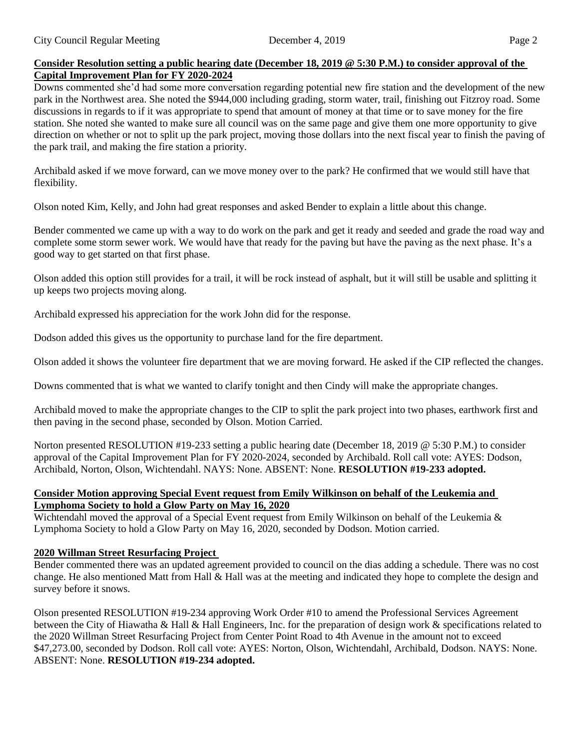**Consider Resolution setting a public hearing date (December 18, 2019 @ 5:30 P.M.) to consider approval of the Capital Improvement Plan for FY 2020-2024**

Downs commented she'd had some more conversation regarding potential new fire station and the development of the new park in the Northwest area. She noted the $944,000 including grading, storm water, trail, finishing out Fitzroy road. Some discussions in regards to if it was appropriate to spend that amount of money at that time or to save money for the fire station. She noted she wanted to make sure all council was on the same page and give them one more opportunity to give direction on whether or not to split up the park project, moving those dollars into the next fiscal year to finish the paving of the park trail, and making the fire station a priority.

Archibald asked if we move forward, can we move money over to the park? He confirmed that we would still have that flexibility.

Olson noted Kim, Kelly, and John had great responses and asked Bender to explain a little about this change.

Bender commented we came up with a way to do work on the park and get it ready and seeded and grade the road way and complete some storm sewer work. We would have that ready for the paving but have the paving as the next phase. It's a good way to get started on that first phase.

Olson added this option still provides for a trail, it will be rock instead of asphalt, but it will still be usable and splitting it up keeps two projects moving along.

Archibald expressed his appreciation for the work John did for the response.

Dodson added this gives us the opportunity to purchase land for the fire department.

Olson added it shows the volunteer fire department that we are moving forward. He asked if the CIP reflected the changes.

Downs commented that is what we wanted to clarify tonight and then Cindy will make the appropriate changes.

Archibald moved to make the appropriate changes to the CIP to split the park project into two phases, earthwork first and then paving in the second phase, seconded by Olson. Motion Carried.

Norton presented RESOLUTION #19-233 setting a public hearing date (December 18, 2019 @ 5:30 P.M.) to consider approval of the Capital Improvement Plan for FY 2020-2024, seconded by Archibald. Roll call vote: AYES: Dodson, Archibald, Norton, Olson, Wichtendahl. NAYS: None. ABSENT: None. **RESOLUTION #19-233 adopted.**

**Consider Motion approving Special Event request from Emily Wilkinson on behalf of the Leukemia and Lymphoma Society to hold a Glow Party on May 16, 2020**

Wichtendahl moved the approval of a Special Event request from Emily Wilkinson on behalf of the Leukemia & Lymphoma Society to hold a Glow Party on May 16, 2020, seconded by Dodson. Motion carried.

**2020 Willman Street Resurfacing Project**

Bender commented there was an updated agreement provided to council on the dias adding a schedule. There was no cost change. He also mentioned Matt from Hall & Hall was at the meeting and indicated they hope to complete the design and survey before it snows.

Olson presented RESOLUTION #19-234 approving Work Order #10 to amend the Professional Services Agreement between the City of Hiawatha & Hall & Hall Engineers, Inc. for the preparation of design work & specifications related to the 2020 Willman Street Resurfacing Project from Center Point Road to 4th Avenue in the amount not to exceed $47,273.00, seconded by Dodson. Roll call vote: AYES: Norton, Olson, Wichtendahl, Archibald, Dodson. NAYS: None. ABSENT: None. **RESOLUTION #19-234 adopted.**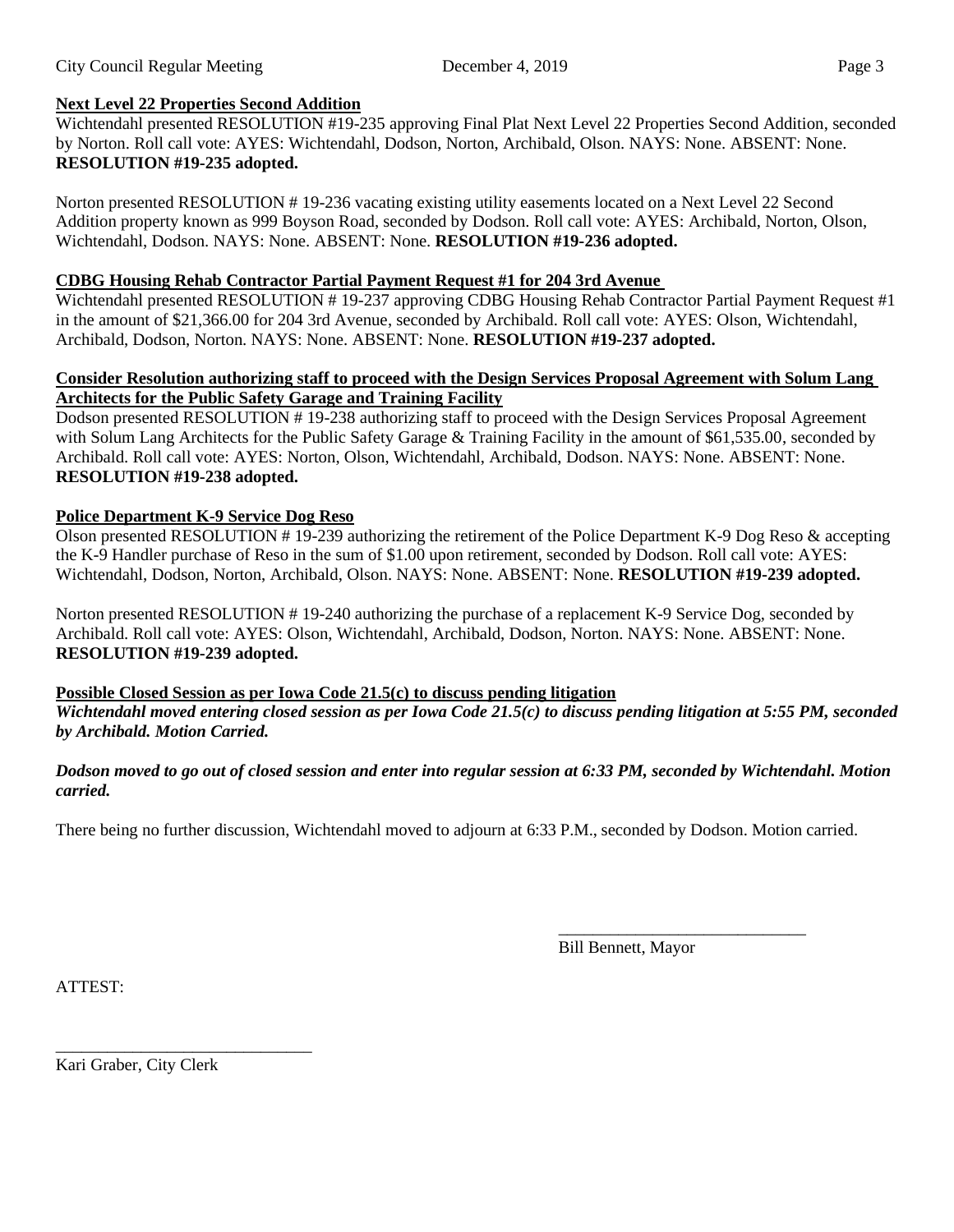**Next Level 22 Properties Second Addition**

Wichtendahl presented RESOLUTION #19-235 approving Final Plat Next Level 22 Properties Second Addition, seconded by Norton. Roll call vote: AYES: Wichtendahl, Dodson, Norton, Archibald, Olson. NAYS: None. ABSENT: None. **RESOLUTION #19-235 adopted.**

Norton presented RESOLUTION # 19-236 vacating existing utility easements located on a Next Level 22 Second Addition property known as 999 Boyson Road, seconded by Dodson. Roll call vote: AYES: Archibald, Norton, Olson, Wichtendahl, Dodson. NAYS: None. ABSENT: None. **RESOLUTION #19-236 adopted.**

**CDBG Housing Rehab Contractor Partial Payment Request #1 for 204 3rd Avenue**

Wichtendahl presented RESOLUTION # 19-237 approving CDBG Housing Rehab Contractor Partial Payment Request #1 in the amount of $21,366.00 for 204 3rd Avenue, seconded by Archibald. Roll call vote: AYES: Olson, Wichtendahl, Archibald, Dodson, Norton. NAYS: None. ABSENT: None. **RESOLUTION #19-237 adopted.**

**Consider Resolution authorizing staff to proceed with the Design Services Proposal Agreement with Solum Lang Architects for the Public Safety Garage and Training Facility**

Dodson presented RESOLUTION # 19-238 authorizing staff to proceed with the Design Services Proposal Agreement with Solum Lang Architects for the Public Safety Garage & Training Facility in the amount of $61,535.00, seconded by Archibald. Roll call vote: AYES: Norton, Olson, Wichtendahl, Archibald, Dodson. NAYS: None. ABSENT: None. **RESOLUTION #19-238 adopted.**

**Police Department K-9 Service Dog Reso**

Olson presented RESOLUTION # 19-239 authorizing the retirement of the Police Department K-9 Dog Reso & accepting the K-9 Handler purchase of Reso in the sum of $1.00 upon retirement, seconded by Dodson. Roll call vote: AYES: Wichtendahl, Dodson, Norton, Archibald, Olson. NAYS: None. ABSENT: None. **RESOLUTION #19-239 adopted.**

Norton presented RESOLUTION # 19-240 authorizing the purchase of a replacement K-9 Service Dog, seconded by Archibald. Roll call vote: AYES: Olson, Wichtendahl, Archibald, Dodson, Norton. NAYS: None. ABSENT: None. **RESOLUTION #19-239 adopted.**

**Possible Closed Session as per Iowa Code 21.5(c) to discuss pending litigation**

***Wichtendahl moved entering closed session as per Iowa Code 21.5(c) to discuss pending litigation at 5:55 PM, seconded by Archibald. Motion Carried.***

***Dodson moved to go out of closed session and enter into regular session at 6:33 PM, seconded by Wichtendahl. Motion carried.***

There being no further discussion, Wichtendahl moved to adjourn at 6:33 P.M., seconded by Dodson. Motion carried.

\_\_\_\_\_\_\_\_\_\_\_\_\_\_\_\_\_\_\_\_\_\_\_\_\_\_\_\_\_\_
Bill Bennett, Mayor

ATTEST:

\_\_\_\_\_\_\_\_\_\_\_\_\_\_\_\_\_\_\_\_\_\_\_\_\_\_\_\_\_\_
Kari Graber, City Clerk